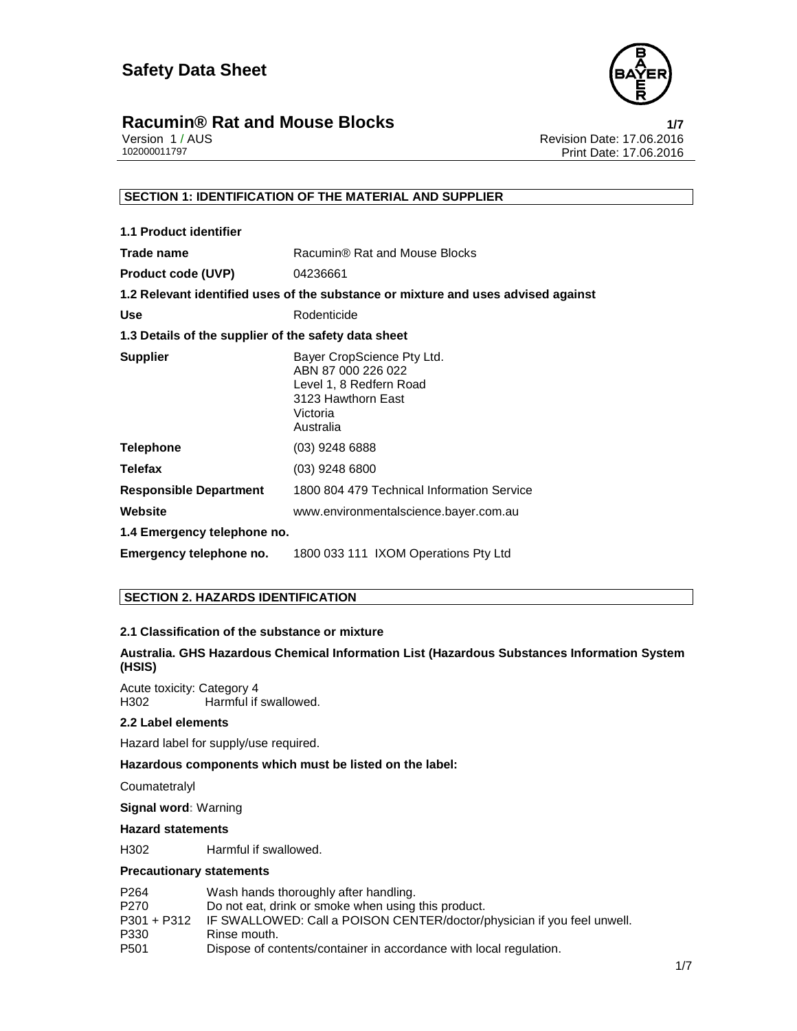# Safety Data Sheet

## Racumin® Rat and Mouse Blocks

Version 1 / AUS
102000011797

Revision Date: 17.06.2016
Print Date: 17.06.2016

## SECTION 1: IDENTIFICATION OF THE MATERIAL AND SUPPLIER

**1.1 Product identifier**

| | |
|---|---|
| **Trade name** | Racumin® Rat and Mouse Blocks |
| **Product code (UVP)** | 04236661 |

**1.2 Relevant identified uses of the substance or mixture and uses advised against**

| | |
|---|---|
| **Use** | Rodenticide |

**1.3 Details of the supplier of the safety data sheet**

| | |
|---|---|
| **Supplier** | Bayer CropScience Pty Ltd.<br>ABN 87 000 226 022<br>Level 1, 8 Redfern Road<br>3123 Hawthorn East<br>Victoria<br>Australia |
| **Telephone** | (03) 9248 6888 |
| **Telefax** | (03) 9248 6800 |
| **Responsible Department** | 1800 804 479 Technical Information Service |
| **Website** | www.environmentalscience.bayer.com.au |

**1.4 Emergency telephone no.**

| | |
|---|---|
| **Emergency telephone no.** | 1800 033 111 IXOM Operations Pty Ltd |

## SECTION 2. HAZARDS IDENTIFICATION

### 2.1 Classification of the substance or mixture

**Australia. GHS Hazardous Chemical Information List (Hazardous Substances Information System (HSIS)**

Acute toxicity: Category 4
H302 Harmful if swallowed.

### 2.2 Label elements

Hazard label for supply/use required.

**Hazardous components which must be listed on the label:**

Coumatetralyl

**Signal word**: Warning

**Hazard statements**

H302 Harmful if swallowed.

**Precautionary statements**

| | |
|---|---|
| P264 | Wash hands thoroughly after handling. |
| P270 | Do not eat, drink or smoke when using this product. |
| P301 + P312 | IF SWALLOWED: Call a POISON CENTER/doctor/physician if you feel unwell. |
| P330 | Rinse mouth. |
| P501 | Dispose of contents/container in accordance with local regulation. |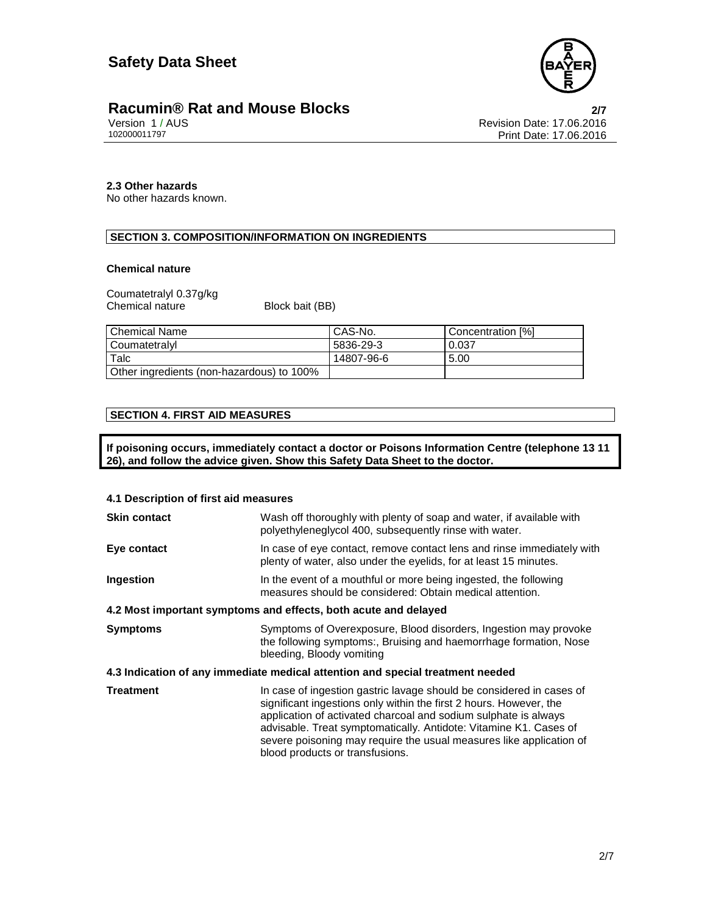**2.3 Other hazards**
No other hazards known.

## SECTION 3. COMPOSITION/INFORMATION ON INGREDIENTS

**Chemical nature**

Coumatetralyl 0.37g/kg
Chemical nature Block bait (BB)

| Chemical Name | CAS-No. | Concentration [%] |
| --- | --- | --- |
| Coumatetralyl | 5836-29-3 | 0.037 |
| Talc | 14807-96-6 | 5.00 |
| Other ingredients (non-hazardous) to 100% | | |

## SECTION 4. FIRST AID MEASURES

**If poisoning occurs, immediately contact a doctor or Poisons Information Centre (telephone 13 11 26), and follow the advice given. Show this Safety Data Sheet to the doctor.**

**4.1 Description of first aid measures**

**Skin contact** Wash off thoroughly with plenty of soap and water, if available with polyethyleneglycol 400, subsequently rinse with water.

**Eye contact** In case of eye contact, remove contact lens and rinse immediately with plenty of water, also under the eyelids, for at least 15 minutes.

**Ingestion** In the event of a mouthful or more being ingested, the following measures should be considered: Obtain medical attention.

**4.2 Most important symptoms and effects, both acute and delayed**

**Symptoms** Symptoms of Overexposure, Blood disorders, Ingestion may provoke the following symptoms:, Bruising and haemorrhage formation, Nose bleeding, Bloody vomiting

**4.3 Indication of any immediate medical attention and special treatment needed**

**Treatment** In case of ingestion gastric lavage should be considered in cases of significant ingestions only within the first 2 hours. However, the application of activated charcoal and sodium sulphate is always advisable. Treat symptomatically. Antidote: Vitamine K1. Cases of severe poisoning may require the usual measures like application of blood products or transfusions.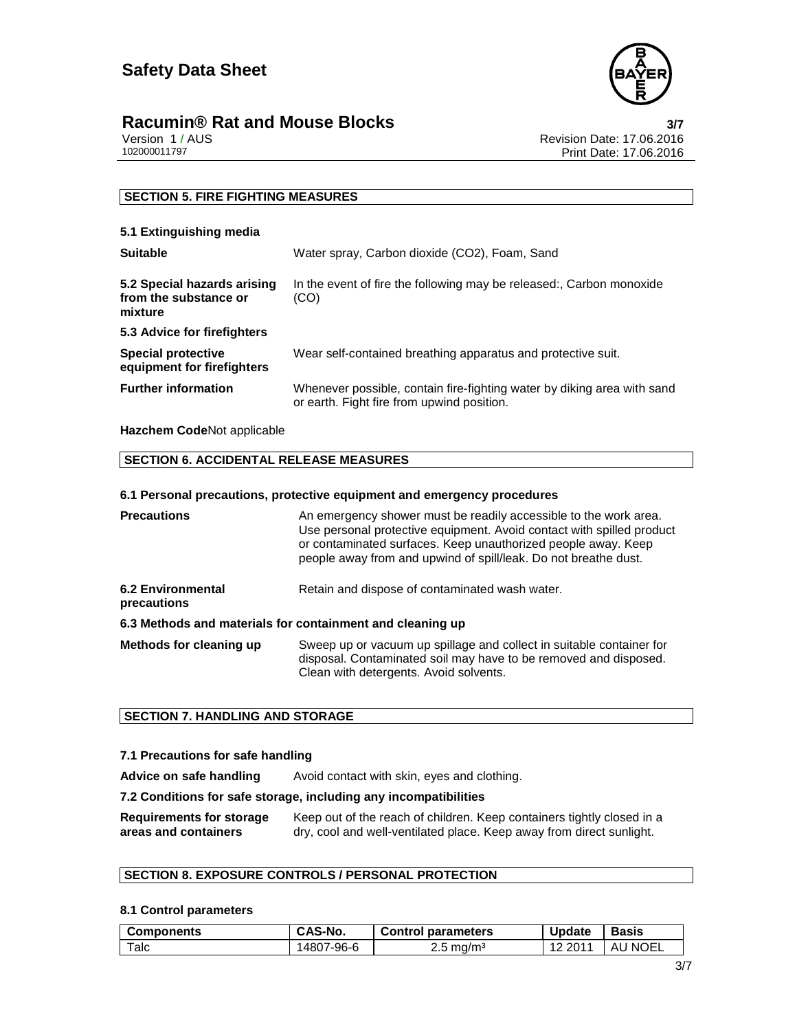## SECTION 5. FIRE FIGHTING MEASURES

### 5.1 Extinguishing media

**Suitable** Water spray, Carbon dioxide ($CO_2$), Foam, Sand

**5.2 Special hazards arising from the substance or mixture** In the event of fire the following may be released:, Carbon monoxide (CO)

### 5.3 Advice for firefighters

**Special protective equipment for firefighters** Wear self-contained breathing apparatus and protective suit.

**Further information** Whenever possible, contain fire-fighting water by diking area with sand or earth. Fight fire from upwind position.

**Hazchem Code**Not applicable

## SECTION 6. ACCIDENTAL RELEASE MEASURES

### 6.1 Personal precautions, protective equipment and emergency procedures

**Precautions** An emergency shower must be readily accessible to the work area. Use personal protective equipment. Avoid contact with spilled product or contaminated surfaces. Keep unauthorized people away. Keep people away from and upwind of spill/leak. Do not breathe dust.

**6.2 Environmental precautions** Retain and dispose of contaminated wash water.

### 6.3 Methods and materials for containment and cleaning up

**Methods for cleaning up** Sweep up or vacuum up spillage and collect in suitable container for disposal. Contaminated soil may have to be removed and disposed. Clean with detergents. Avoid solvents.

## SECTION 7. HANDLING AND STORAGE

### 7.1 Precautions for safe handling

**Advice on safe handling** Avoid contact with skin, eyes and clothing.

### 7.2 Conditions for safe storage, including any incompatibilities

**Requirements for storage areas and containers** Keep out of the reach of children. Keep containers tightly closed in a dry, cool and well-ventilated place. Keep away from direct sunlight.

## SECTION 8. EXPOSURE CONTROLS / PERSONAL PROTECTION

### 8.1 Control parameters

| Components | CAS-No. | Control parameters | Update | Basis |
|---|---|---|---|---|
| Talc | 14807-96-6 | 2.5 mg/m³ | 12 2011 | AU NOEL |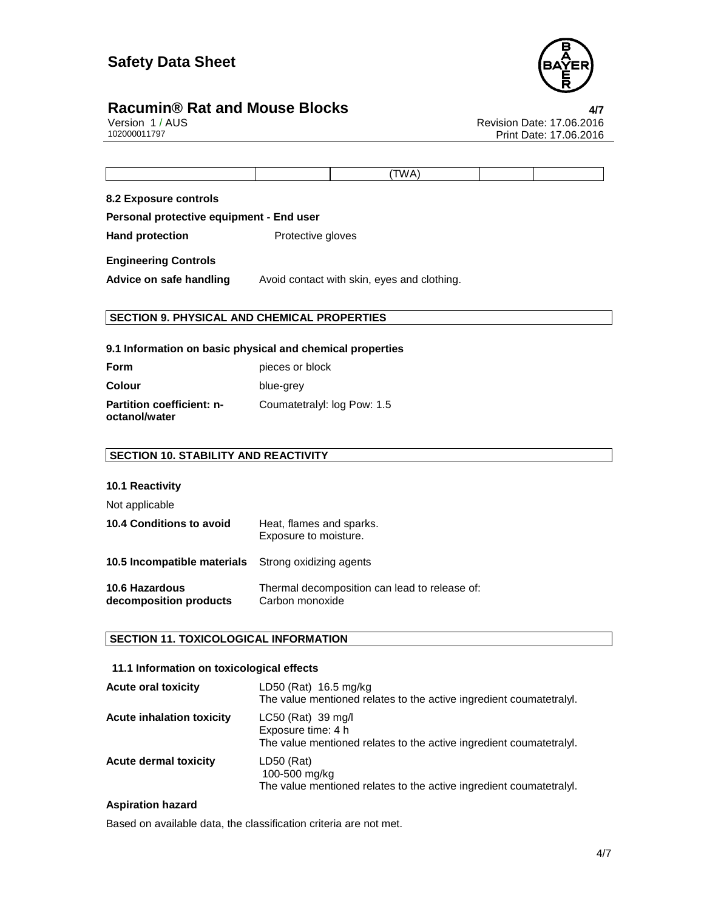|  |  | (TWA) |  |  |
|---|---|---|---|---|

**8.2 Exposure controls**

**Personal protective equipment - End user**

**Hand protection** Protective gloves

**Engineering Controls**

**Advice on safe handling** Avoid contact with skin, eyes and clothing.

## SECTION 9. PHYSICAL AND CHEMICAL PROPERTIES

**9.1 Information on basic physical and chemical properties**

| | |
|---|---|
| **Form** | pieces or block |
| **Colour** | blue-grey |
| **Partition coefficient: n-octanol/water** | Coumatetralyl: log Pow: 1.5 |

## SECTION 10. STABILITY AND REACTIVITY

**10.1 Reactivity**

Not applicable

| | |
|---|---|
| **10.4 Conditions to avoid** | Heat, flames and sparks.<br>Exposure to moisture. |
| **10.5 Incompatible materials** | Strong oxidizing agents |
| **10.6 Hazardous decomposition products** | Thermal decomposition can lead to release of:<br>Carbon monoxide |

## SECTION 11. TOXICOLOGICAL INFORMATION

**11.1 Information on toxicological effects**

| | |
|---|---|
| **Acute oral toxicity** | LD50 (Rat) 16.5 mg/kg<br>The value mentioned relates to the active ingredient coumatetralyl. |
| **Acute inhalation toxicity** | LC50 (Rat) 39 mg/l<br>Exposure time: 4 h<br>The value mentioned relates to the active ingredient coumatetralyl. |
| **Acute dermal toxicity** | LD50 (Rat)<br>100-500 mg/kg<br>The value mentioned relates to the active ingredient coumatetralyl. |

**Aspiration hazard**

Based on available data, the classification criteria are not met.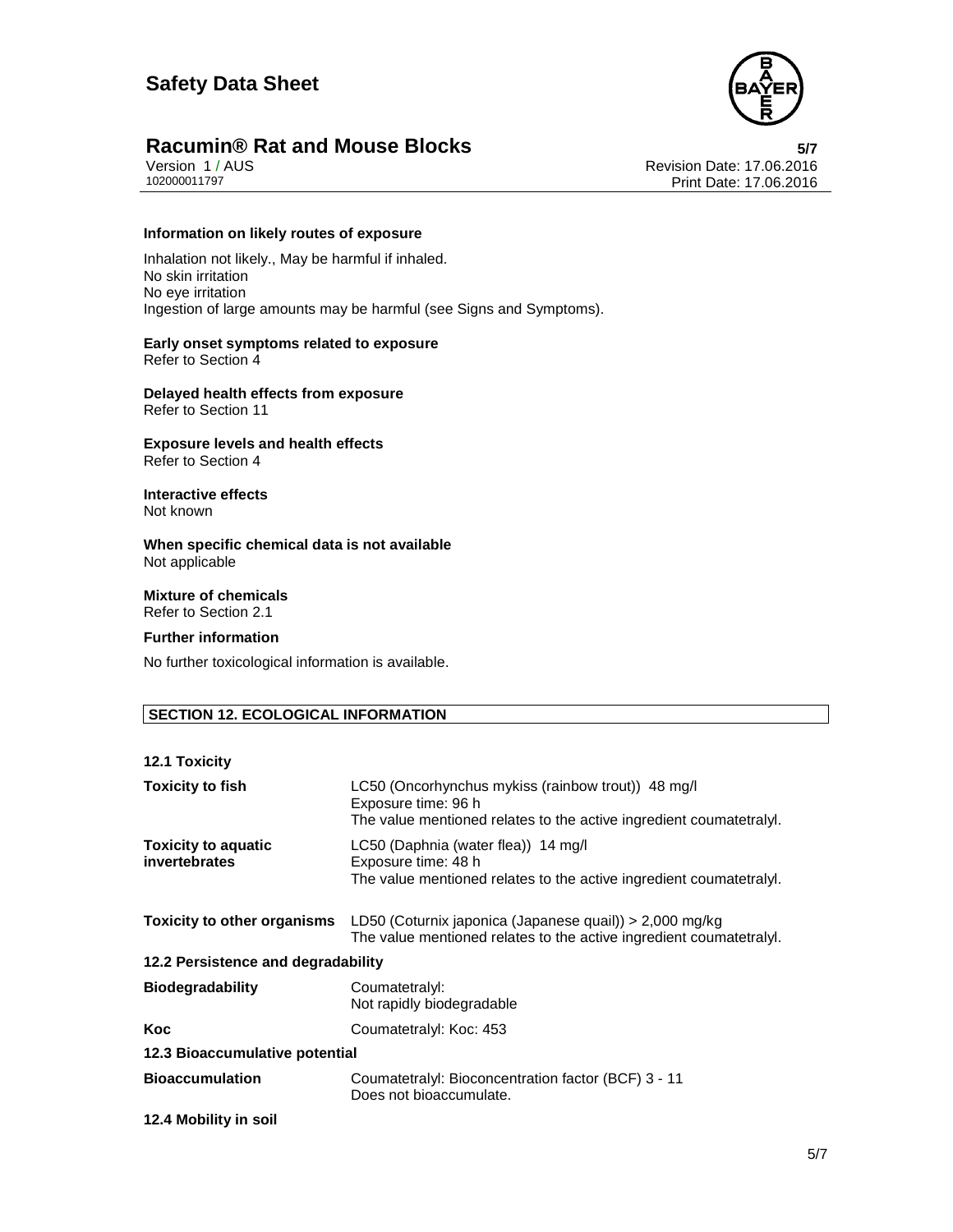**Information on likely routes of exposure**

Inhalation not likely., May be harmful if inhaled.
No skin irritation
No eye irritation
Ingestion of large amounts may be harmful (see Signs and Symptoms).

**Early onset symptoms related to exposure**
Refer to Section 4

**Delayed health effects from exposure**
Refer to Section 11

**Exposure levels and health effects**
Refer to Section 4

**Interactive effects**
Not known

**When specific chemical data is not available**
Not applicable

**Mixture of chemicals**
Refer to Section 2.1

**Further information**

No further toxicological information is available.

## SECTION 12. ECOLOGICAL INFORMATION

**12.1 Toxicity**

| | |
|---|---|
| **Toxicity to fish** | LC50 (Oncorhynchus mykiss (rainbow trout)) 48 mg/l<br>Exposure time: 96 h<br>The value mentioned relates to the active ingredient coumatetralyl. |
| **Toxicity to aquatic invertebrates** | LC50 (Daphnia (water flea)) 14 mg/l<br>Exposure time: 48 h<br>The value mentioned relates to the active ingredient coumatetralyl. |
| **Toxicity to other organisms** | LD50 (Coturnix japonica (Japanese quail)) > 2,000 mg/kg<br>The value mentioned relates to the active ingredient coumatetralyl. |

**12.2 Persistence and degradability**

| | |
|---|---|
| **Biodegradability** | Coumatetralyl:<br>Not rapidly biodegradable |
| **Koc** | Coumatetralyl: Koc: 453 |

**12.3 Bioaccumulative potential**

| | |
|---|---|
| **Bioaccumulation** | Coumatetralyl: Bioconcentration factor (BCF) 3 - 11<br>Does not bioaccumulate. |

**12.4 Mobility in soil**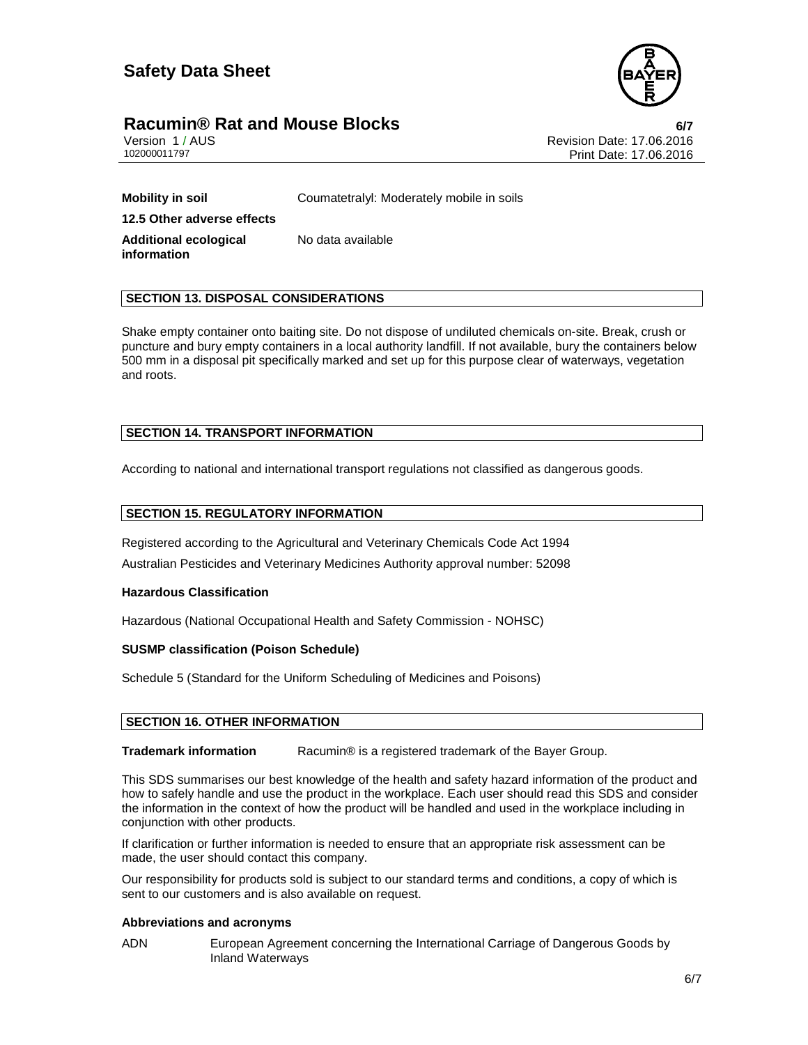| | |
|---|---|
| **Mobility in soil** | Coumatetralyl: Moderately mobile in soils |
| **12.5 Other adverse effects** | |
| **Additional ecological information** | No data available |

## SECTION 13. DISPOSAL CONSIDERATIONS

Shake empty container onto baiting site. Do not dispose of undiluted chemicals on-site. Break, crush or puncture and bury empty containers in a local authority landfill. If not available, bury the containers below 500 mm in a disposal pit specifically marked and set up for this purpose clear of waterways, vegetation and roots.

## SECTION 14. TRANSPORT INFORMATION

According to national and international transport regulations not classified as dangerous goods.

## SECTION 15. REGULATORY INFORMATION

Registered according to the Agricultural and Veterinary Chemicals Code Act 1994

Australian Pesticides and Veterinary Medicines Authority approval number: 52098

**Hazardous Classification**

Hazardous (National Occupational Health and Safety Commission - NOHSC)

**SUSMP classification (Poison Schedule)**

Schedule 5 (Standard for the Uniform Scheduling of Medicines and Poisons)

## SECTION 16. OTHER INFORMATION

**Trademark information** Racumin® is a registered trademark of the Bayer Group.

This SDS summarises our best knowledge of the health and safety hazard information of the product and how to safely handle and use the product in the workplace. Each user should read this SDS and consider the information in the context of how the product will be handled and used in the workplace including in conjunction with other products.

If clarification or further information is needed to ensure that an appropriate risk assessment can be made, the user should contact this company.

Our responsibility for products sold is subject to our standard terms and conditions, a copy of which is sent to our customers and is also available on request.

**Abbreviations and acronyms**

| | |
|---|---|
| ADN | European Agreement concerning the International Carriage of Dangerous Goods by Inland Waterways |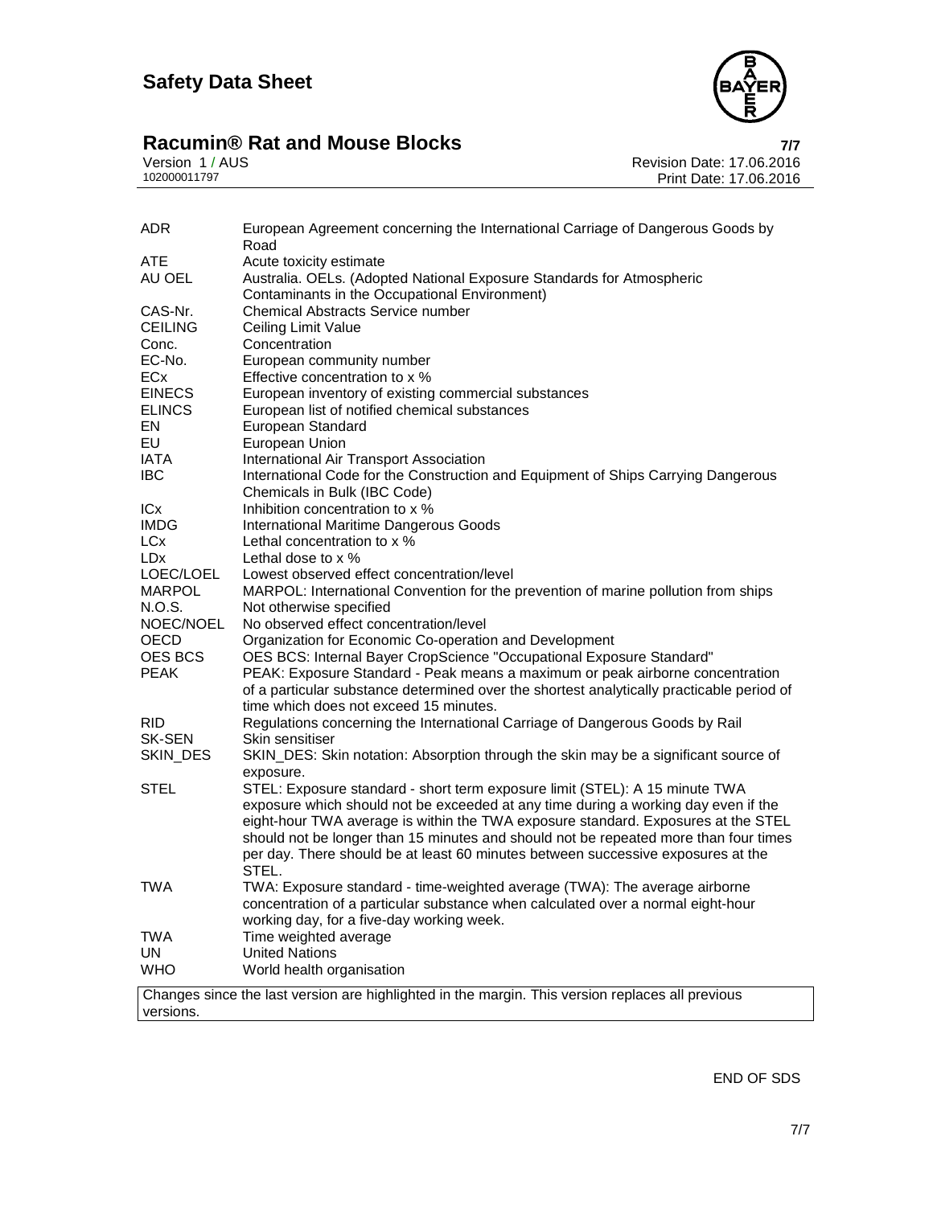| | |
|---|---|
| ADR | European Agreement concerning the International Carriage of Dangerous Goods by Road |
| ATE | Acute toxicity estimate |
| AU OEL | Australia. OELs. (Adopted National Exposure Standards for Atmospheric Contaminants in the Occupational Environment) |
| CAS-Nr. | Chemical Abstracts Service number |
| CEILING | Ceiling Limit Value |
| Conc. | Concentration |
| EC-No. | European community number |
| ECx | Effective concentration to x % |
| EINECS | European inventory of existing commercial substances |
| ELINCS | European list of notified chemical substances |
| EN | European Standard |
| EU | European Union |
| IATA | International Air Transport Association |
| IBC | International Code for the Construction and Equipment of Ships Carrying Dangerous Chemicals in Bulk (IBC Code) |
| ICx | Inhibition concentration to x % |
| IMDG | International Maritime Dangerous Goods |
| LCx | Lethal concentration to x % |
| LDx | Lethal dose to x % |
| LOEC/LOEL | Lowest observed effect concentration/level |
| MARPOL | MARPOL: International Convention for the prevention of marine pollution from ships |
| N.O.S. | Not otherwise specified |
| NOEC/NOEL | No observed effect concentration/level |
| OECD | Organization for Economic Co-operation and Development |
| OES BCS | OES BCS: Internal Bayer CropScience "Occupational Exposure Standard" |
| PEAK | PEAK: Exposure Standard - Peak means a maximum or peak airborne concentration of a particular substance determined over the shortest analytically practicable period of time which does not exceed 15 minutes. |
| RID | Regulations concerning the International Carriage of Dangerous Goods by Rail |
| SK-SEN | Skin sensitiser |
| SKIN_DES | SKIN_DES: Skin notation: Absorption through the skin may be a significant source of exposure. |
| STEL | STEL: Exposure standard - short term exposure limit (STEL): A 15 minute TWA exposure which should not be exceeded at any time during a working day even if the eight-hour TWA average is within the TWA exposure standard. Exposures at the STEL should not be longer than 15 minutes and should not be repeated more than four times per day. There should be at least 60 minutes between successive exposures at the STEL. |
| TWA | TWA: Exposure standard - time-weighted average (TWA): The average airborne concentration of a particular substance when calculated over a normal eight-hour working day, for a five-day working week. |
| TWA | Time weighted average |
| UN | United Nations |
| WHO | World health organisation |

Changes since the last version are highlighted in the margin. This version replaces all previous versions.

END OF SDS